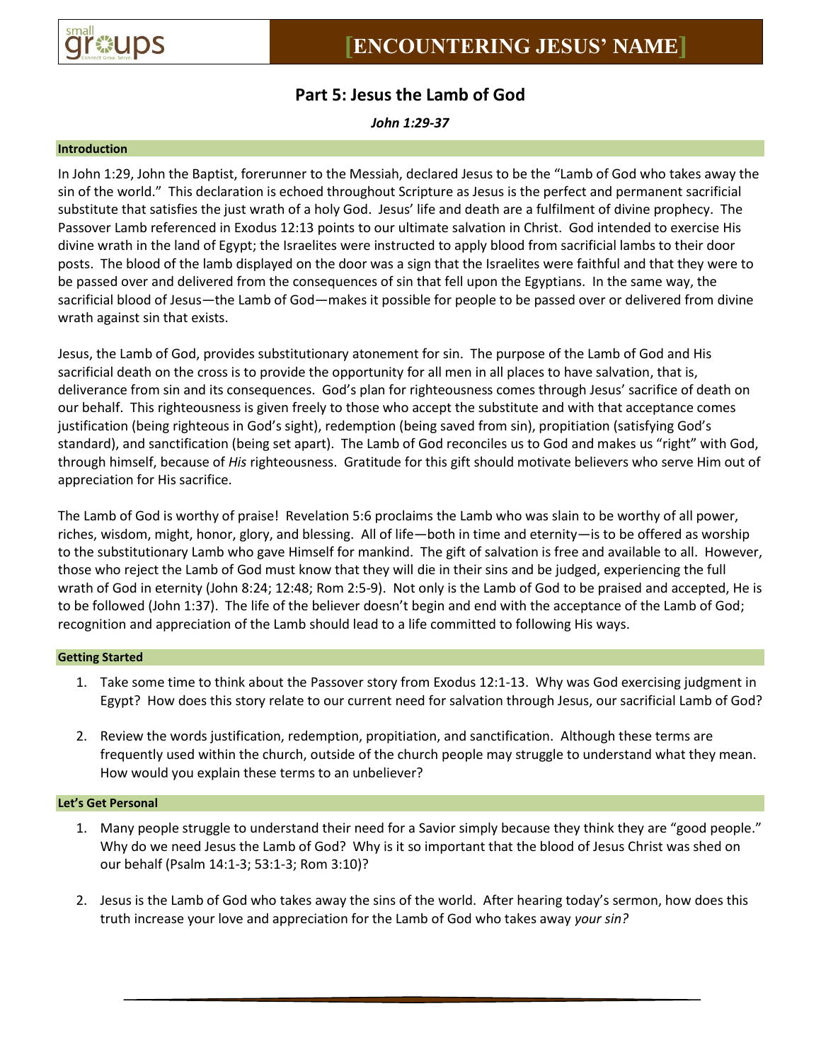# [ENCOUNTERING JESUS' NAME]

## Part 5: Jesus the Lamb of God

***John 1:29-37***

### Introduction

In John 1:29, John the Baptist, forerunner to the Messiah, declared Jesus to be the "Lamb of God who takes away the sin of the world." This declaration is echoed throughout Scripture as Jesus is the perfect and permanent sacrificial substitute that satisfies the just wrath of a holy God. Jesus' life and death are a fulfilment of divine prophecy. The Passover Lamb referenced in Exodus 12:13 points to our ultimate salvation in Christ. God intended to exercise His divine wrath in the land of Egypt; the Israelites were instructed to apply blood from sacrificial lambs to their door posts. The blood of the lamb displayed on the door was a sign that the Israelites were faithful and that they were to be passed over and delivered from the consequences of sin that fell upon the Egyptians. In the same way, the sacrificial blood of Jesus—the Lamb of God—makes it possible for people to be passed over or delivered from divine wrath against sin that exists.

Jesus, the Lamb of God, provides substitutionary atonement for sin. The purpose of the Lamb of God and His sacrificial death on the cross is to provide the opportunity for all men in all places to have salvation, that is, deliverance from sin and its consequences. God's plan for righteousness comes through Jesus' sacrifice of death on our behalf. This righteousness is given freely to those who accept the substitute and with that acceptance comes justification (being righteous in God's sight), redemption (being saved from sin), propitiation (satisfying God's standard), and sanctification (being set apart). The Lamb of God reconciles us to God and makes us "right" with God, through himself, because of *His* righteousness. Gratitude for this gift should motivate believers who serve Him out of appreciation for His sacrifice.

The Lamb of God is worthy of praise! Revelation 5:6 proclaims the Lamb who was slain to be worthy of all power, riches, wisdom, might, honor, glory, and blessing. All of life—both in time and eternity—is to be offered as worship to the substitutionary Lamb who gave Himself for mankind. The gift of salvation is free and available to all. However, those who reject the Lamb of God must know that they will die in their sins and be judged, experiencing the full wrath of God in eternity (John 8:24; 12:48; Rom 2:5-9). Not only is the Lamb of God to be praised and accepted, He is to be followed (John 1:37). The life of the believer doesn't begin and end with the acceptance of the Lamb of God; recognition and appreciation of the Lamb should lead to a life committed to following His ways.

### Getting Started

1. Take some time to think about the Passover story from Exodus 12:1-13. Why was God exercising judgment in Egypt? How does this story relate to our current need for salvation through Jesus, our sacrificial Lamb of God?

2. Review the words justification, redemption, propitiation, and sanctification. Although these terms are frequently used within the church, outside of the church people may struggle to understand what they mean. How would you explain these terms to an unbeliever?

### Let's Get Personal

1. Many people struggle to understand their need for a Savior simply because they think they are "good people." Why do we need Jesus the Lamb of God? Why is it so important that the blood of Jesus Christ was shed on our behalf (Psalm 14:1-3; 53:1-3; Rom 3:10)?

2. Jesus is the Lamb of God who takes away the sins of the world. After hearing today's sermon, how does this truth increase your love and appreciation for the Lamb of God who takes away *your sin?*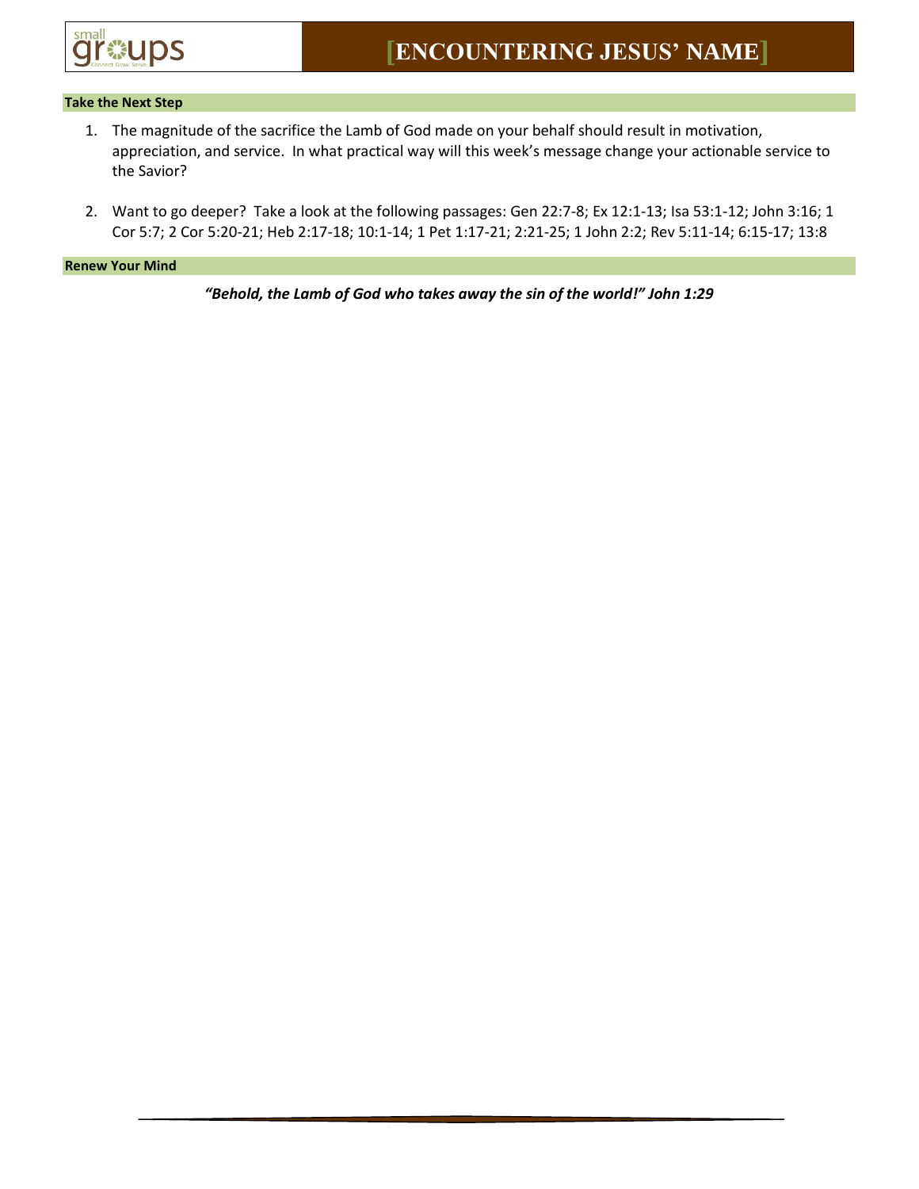#### Take the Next Step

1. The magnitude of the sacrifice the Lamb of God made on your behalf should result in motivation, appreciation, and service. In what practical way will this week's message change your actionable service to the Savior?

2. Want to go deeper? Take a look at the following passages: Gen 22:7-8; Ex 12:1-13; Isa 53:1-12; John 3:16; 1 Cor 5:7; 2 Cor 5:20-21; Heb 2:17-18; 10:1-14; 1 Pet 1:17-21; 2:21-25; 1 John 2:2; Rev 5:11-14; 6:15-17; 13:8

#### Renew Your Mind

***"Behold, the Lamb of God who takes away the sin of the world!" John 1:29***